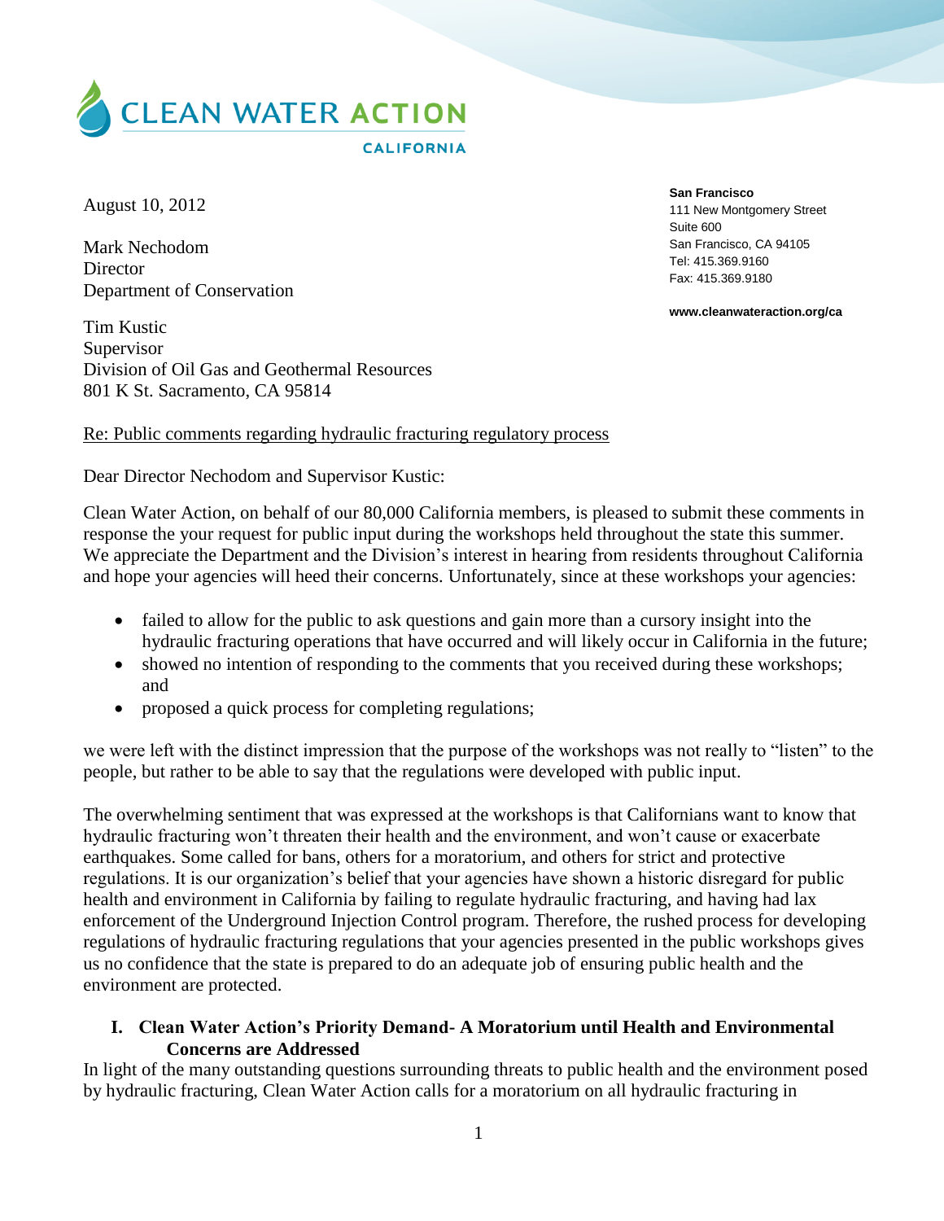# CLEAN WATER ACTION
CALIFORNIA

**San Francisco**
111 New Montgomery Street
Suite 600
San Francisco, CA 94105
Tel: 415.369.9160
Fax: 415.369.9180

**www.cleanwateraction.org/ca**

August 10, 2012

Mark Nechodom
Director
Department of Conservation

Tim Kustic
Supervisor
Division of Oil Gas and Geothermal Resources
801 K St. Sacramento, CA 95814

Re: Public comments regarding hydraulic fracturing regulatory process

Dear Director Nechodom and Supervisor Kustic:

Clean Water Action, on behalf of our 80,000 California members, is pleased to submit these comments in response the your request for public input during the workshops held throughout the state this summer. We appreciate the Department and the Division's interest in hearing from residents throughout California and hope your agencies will heed their concerns. Unfortunately, since at these workshops your agencies:

- failed to allow for the public to ask questions and gain more than a cursory insight into the hydraulic fracturing operations that have occurred and will likely occur in California in the future;
- showed no intention of responding to the comments that you received during these workshops; and
- proposed a quick process for completing regulations;

we were left with the distinct impression that the purpose of the workshops was not really to "listen" to the people, but rather to be able to say that the regulations were developed with public input.

The overwhelming sentiment that was expressed at the workshops is that Californians want to know that hydraulic fracturing won't threaten their health and the environment, and won't cause or exacerbate earthquakes. Some called for bans, others for a moratorium, and others for strict and protective regulations. It is our organization's belief that your agencies have shown a historic disregard for public health and environment in California by failing to regulate hydraulic fracturing, and having had lax enforcement of the Underground Injection Control program. Therefore, the rushed process for developing regulations of hydraulic fracturing regulations that your agencies presented in the public workshops gives us no confidence that the state is prepared to do an adequate job of ensuring public health and the environment are protected.

## I. Clean Water Action's Priority Demand- A Moratorium until Health and Environmental Concerns are Addressed

In light of the many outstanding questions surrounding threats to public health and the environment posed by hydraulic fracturing, Clean Water Action calls for a moratorium on all hydraulic fracturing in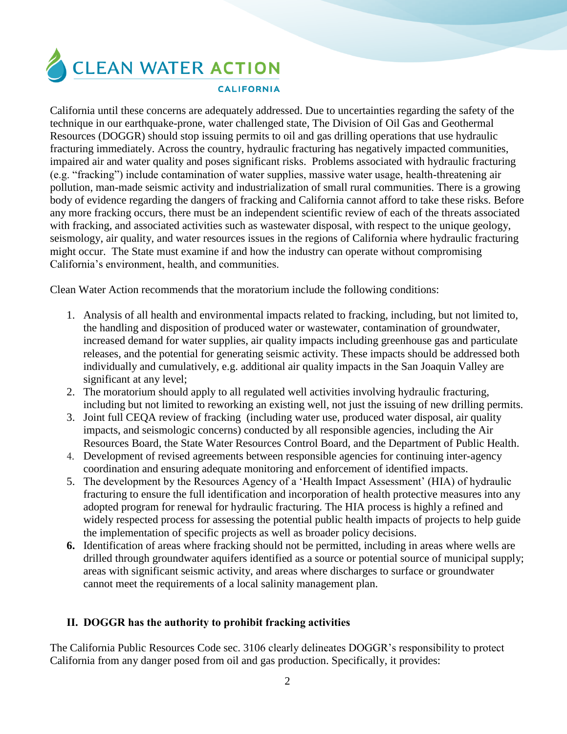California until these concerns are adequately addressed. Due to uncertainties regarding the safety of the technique in our earthquake-prone, water challenged state, The Division of Oil Gas and Geothermal Resources (DOGGR) should stop issuing permits to oil and gas drilling operations that use hydraulic fracturing immediately. Across the country, hydraulic fracturing has negatively impacted communities, impaired air and water quality and poses significant risks. Problems associated with hydraulic fracturing (e.g. "fracking") include contamination of water supplies, massive water usage, health-threatening air pollution, man-made seismic activity and industrialization of small rural communities. There is a growing body of evidence regarding the dangers of fracking and California cannot afford to take these risks. Before any more fracking occurs, there must be an independent scientific review of each of the threats associated with fracking, and associated activities such as wastewater disposal, with respect to the unique geology, seismology, air quality, and water resources issues in the regions of California where hydraulic fracturing might occur. The State must examine if and how the industry can operate without compromising California's environment, health, and communities.

Clean Water Action recommends that the moratorium include the following conditions:

1. Analysis of all health and environmental impacts related to fracking, including, but not limited to, the handling and disposition of produced water or wastewater, contamination of groundwater, increased demand for water supplies, air quality impacts including greenhouse gas and particulate releases, and the potential for generating seismic activity. These impacts should be addressed both individually and cumulatively, e.g. additional air quality impacts in the San Joaquin Valley are significant at any level;
2. The moratorium should apply to all regulated well activities involving hydraulic fracturing, including but not limited to reworking an existing well, not just the issuing of new drilling permits.
3. Joint full CEQA review of fracking (including water use, produced water disposal, air quality impacts, and seismologic concerns) conducted by all responsible agencies, including the Air Resources Board, the State Water Resources Control Board, and the Department of Public Health.
4. Development of revised agreements between responsible agencies for continuing inter-agency coordination and ensuring adequate monitoring and enforcement of identified impacts.
5. The development by the Resources Agency of a 'Health Impact Assessment' (HIA) of hydraulic fracturing to ensure the full identification and incorporation of health protective measures into any adopted program for renewal for hydraulic fracturing. The HIA process is highly a refined and widely respected process for assessing the potential public health impacts of projects to help guide the implementation of specific projects as well as broader policy decisions.
6. Identification of areas where fracking should not be permitted, including in areas where wells are drilled through groundwater aquifers identified as a source or potential source of municipal supply; areas with significant seismic activity, and areas where discharges to surface or groundwater cannot meet the requirements of a local salinity management plan.

## II. DOGGR has the authority to prohibit fracking activities

The California Public Resources Code sec. 3106 clearly delineates DOGGR's responsibility to protect California from any danger posed from oil and gas production. Specifically, it provides: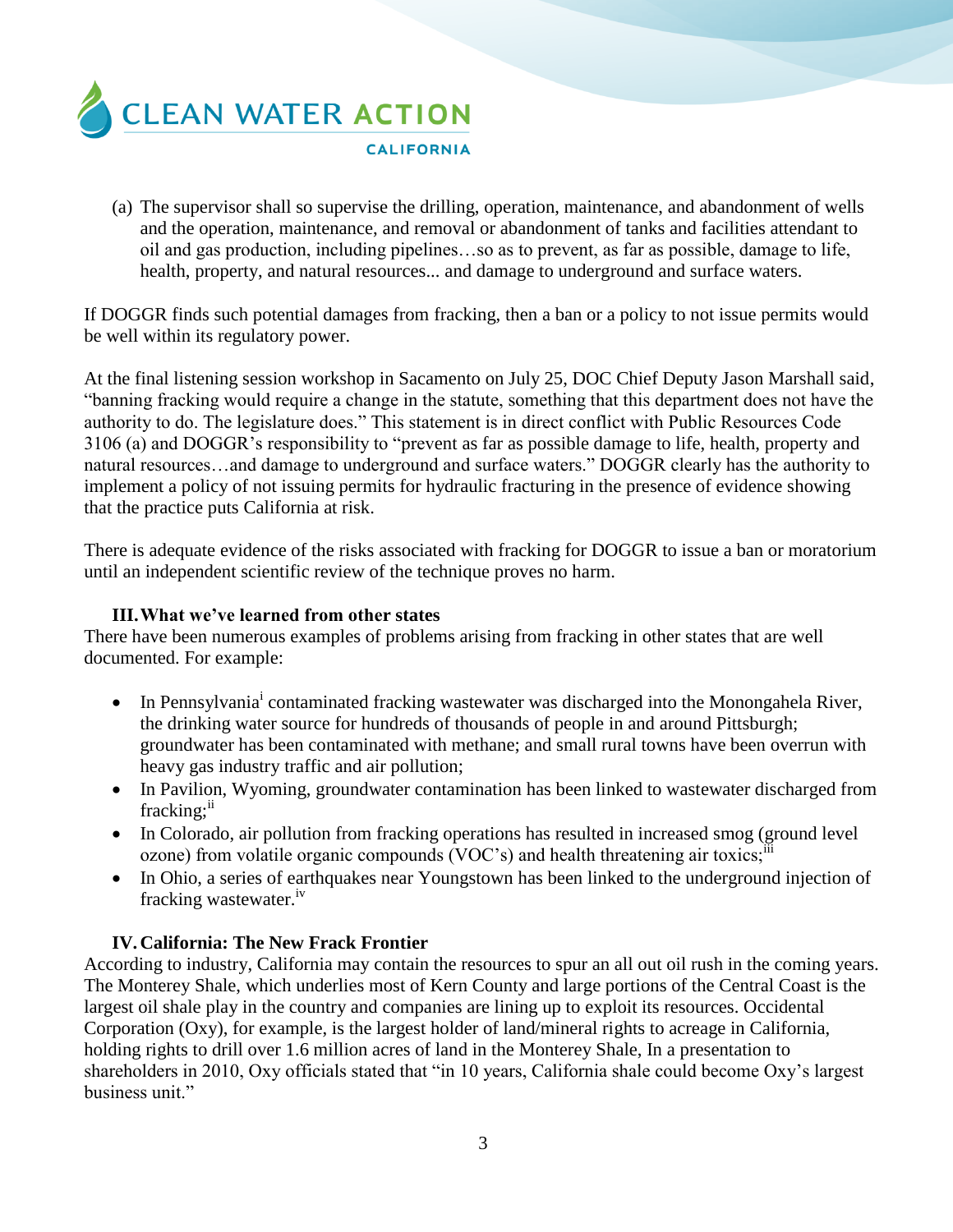(a) The supervisor shall so supervise the drilling, operation, maintenance, and abandonment of wells and the operation, maintenance, and removal or abandonment of tanks and facilities attendant to oil and gas production, including pipelines…so as to prevent, as far as possible, damage to life, health, property, and natural resources... and damage to underground and surface waters.

If DOGGR finds such potential damages from fracking, then a ban or a policy to not issue permits would be well within its regulatory power.

At the final listening session workshop in Sacamento on July 25, DOC Chief Deputy Jason Marshall said, "banning fracking would require a change in the statute, something that this department does not have the authority to do. The legislature does." This statement is in direct conflict with Public Resources Code 3106 (a) and DOGGR's responsibility to "prevent as far as possible damage to life, health, property and natural resources…and damage to underground and surface waters." DOGGR clearly has the authority to implement a policy of not issuing permits for hydraulic fracturing in the presence of evidence showing that the practice puts California at risk.

There is adequate evidence of the risks associated with fracking for DOGGR to issue a ban or moratorium until an independent scientific review of the technique proves no harm.

### III. What we've learned from other states

There have been numerous examples of problems arising from fracking in other states that are well documented. For example:

- In Pennsylvania[i] contaminated fracking wastewater was discharged into the Monongahela River, the drinking water source for hundreds of thousands of people in and around Pittsburgh; groundwater has been contaminated with methane; and small rural towns have been overrun with heavy gas industry traffic and air pollution;
- In Pavilion, Wyoming, groundwater contamination has been linked to wastewater discharged from fracking;[ii]
- In Colorado, air pollution from fracking operations has resulted in increased smog (ground level ozone) from volatile organic compounds (VOC's) and health threatening air toxics;[iii]
- In Ohio, a series of earthquakes near Youngstown has been linked to the underground injection of fracking wastewater.[iv]

### IV. California: The New Frack Frontier

According to industry, California may contain the resources to spur an all out oil rush in the coming years. The Monterey Shale, which underlies most of Kern County and large portions of the Central Coast is the largest oil shale play in the country and companies are lining up to exploit its resources. Occidental Corporation (Oxy), for example, is the largest holder of land/mineral rights to acreage in California, holding rights to drill over 1.6 million acres of land in the Monterey Shale, In a presentation to shareholders in 2010, Oxy officials stated that "in 10 years, California shale could become Oxy's largest business unit."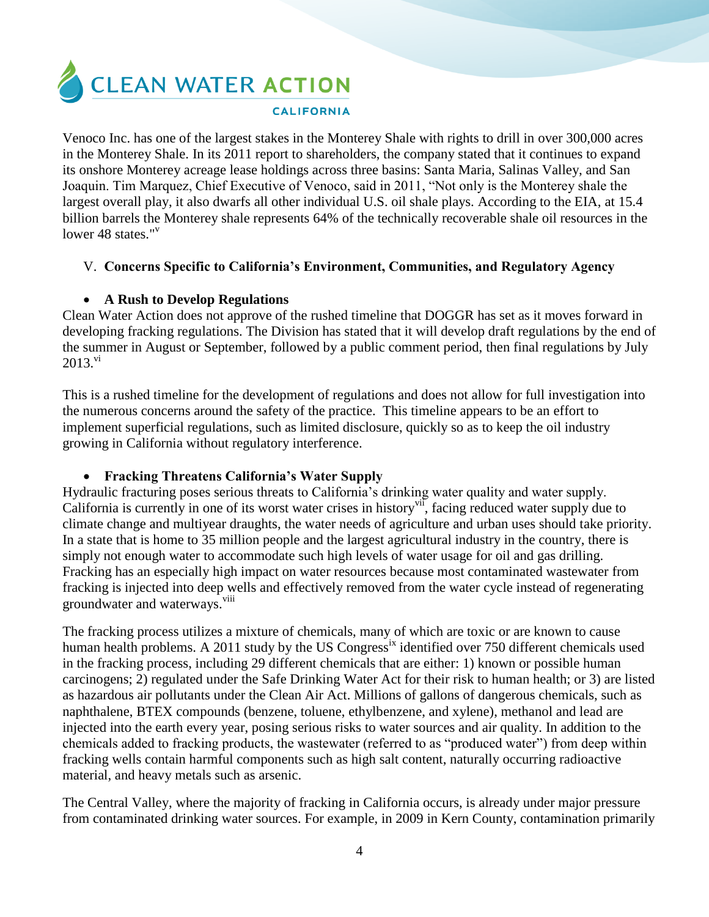Venoco Inc. has one of the largest stakes in the Monterey Shale with rights to drill in over 300,000 acres in the Monterey Shale. In its 2011 report to shareholders, the company stated that it continues to expand its onshore Monterey acreage lease holdings across three basins: Santa Maria, Salinas Valley, and San Joaquin. Tim Marquez, Chief Executive of Venoco, said in 2011, "Not only is the Monterey shale the largest overall play, it also dwarfs all other individual U.S. oil shale plays. According to the EIA, at 15.4 billion barrels the Monterey shale represents 64% of the technically recoverable shale oil resources in the lower 48 states."[v]

## V. Concerns Specific to California's Environment, Communities, and Regulatory Agency

- **A Rush to Develop Regulations**

Clean Water Action does not approve of the rushed timeline that DOGGR has set as it moves forward in developing fracking regulations. The Division has stated that it will develop draft regulations by the end of the summer in August or September, followed by a public comment period, then final regulations by July 2013.[vi]

This is a rushed timeline for the development of regulations and does not allow for full investigation into the numerous concerns around the safety of the practice. This timeline appears to be an effort to implement superficial regulations, such as limited disclosure, quickly so as to keep the oil industry growing in California without regulatory interference.

- **Fracking Threatens California's Water Supply**

Hydraulic fracturing poses serious threats to California's drinking water quality and water supply. California is currently in one of its worst water crises in history[vii], facing reduced water supply due to climate change and multiyear draughts, the water needs of agriculture and urban uses should take priority. In a state that is home to 35 million people and the largest agricultural industry in the country, there is simply not enough water to accommodate such high levels of water usage for oil and gas drilling. Fracking has an especially high impact on water resources because most contaminated wastewater from fracking is injected into deep wells and effectively removed from the water cycle instead of regenerating groundwater and waterways.[viii]

The fracking process utilizes a mixture of chemicals, many of which are toxic or are known to cause human health problems. A 2011 study by the US Congress[ix] identified over 750 different chemicals used in the fracking process, including 29 different chemicals that are either: 1) known or possible human carcinogens; 2) regulated under the Safe Drinking Water Act for their risk to human health; or 3) are listed as hazardous air pollutants under the Clean Air Act. Millions of gallons of dangerous chemicals, such as naphthalene, BTEX compounds (benzene, toluene, ethylbenzene, and xylene), methanol and lead are injected into the earth every year, posing serious risks to water sources and air quality. In addition to the chemicals added to fracking products, the wastewater (referred to as "produced water") from deep within fracking wells contain harmful components such as high salt content, naturally occurring radioactive material, and heavy metals such as arsenic.

The Central Valley, where the majority of fracking in California occurs, is already under major pressure from contaminated drinking water sources. For example, in 2009 in Kern County, contamination primarily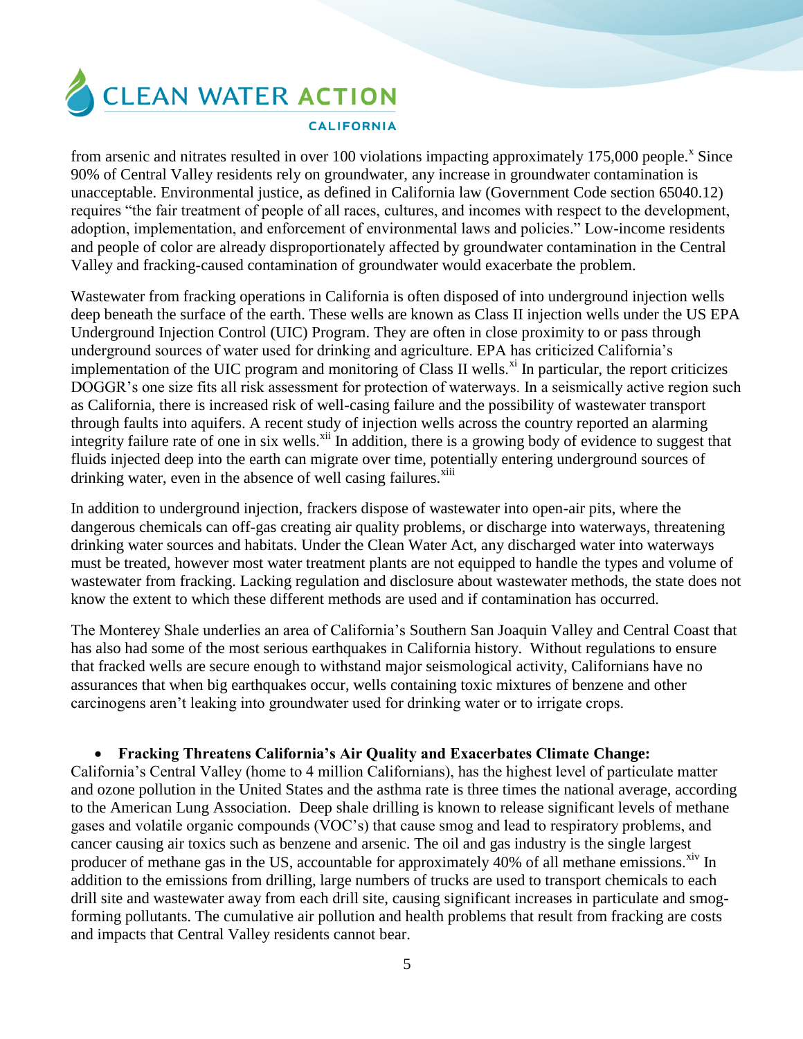from arsenic and nitrates resulted in over 100 violations impacting approximately 175,000 people.[x] Since 90% of Central Valley residents rely on groundwater, any increase in groundwater contamination is unacceptable. Environmental justice, as defined in California law (Government Code section 65040.12) requires "the fair treatment of people of all races, cultures, and incomes with respect to the development, adoption, implementation, and enforcement of environmental laws and policies." Low-income residents and people of color are already disproportionately affected by groundwater contamination in the Central Valley and fracking-caused contamination of groundwater would exacerbate the problem.

Wastewater from fracking operations in California is often disposed of into underground injection wells deep beneath the surface of the earth. These wells are known as Class II injection wells under the US EPA Underground Injection Control (UIC) Program. They are often in close proximity to or pass through underground sources of water used for drinking and agriculture. EPA has criticized California's implementation of the UIC program and monitoring of Class II wells.[xi] In particular, the report criticizes DOGGR's one size fits all risk assessment for protection of waterways. In a seismically active region such as California, there is increased risk of well-casing failure and the possibility of wastewater transport through faults into aquifers. A recent study of injection wells across the country reported an alarming integrity failure rate of one in six wells.[xii] In addition, there is a growing body of evidence to suggest that fluids injected deep into the earth can migrate over time, potentially entering underground sources of drinking water, even in the absence of well casing failures.[xiii]

In addition to underground injection, frackers dispose of wastewater into open-air pits, where the dangerous chemicals can off-gas creating air quality problems, or discharge into waterways, threatening drinking water sources and habitats. Under the Clean Water Act, any discharged water into waterways must be treated, however most water treatment plants are not equipped to handle the types and volume of wastewater from fracking. Lacking regulation and disclosure about wastewater methods, the state does not know the extent to which these different methods are used and if contamination has occurred.

The Monterey Shale underlies an area of California's Southern San Joaquin Valley and Central Coast that has also had some of the most serious earthquakes in California history. Without regulations to ensure that fracked wells are secure enough to withstand major seismological activity, Californians have no assurances that when big earthquakes occur, wells containing toxic mixtures of benzene and other carcinogens aren't leaking into groundwater used for drinking water or to irrigate crops.

- **Fracking Threatens California's Air Quality and Exacerbates Climate Change:**

California's Central Valley (home to 4 million Californians), has the highest level of particulate matter and ozone pollution in the United States and the asthma rate is three times the national average, according to the American Lung Association. Deep shale drilling is known to release significant levels of methane gases and volatile organic compounds (VOC's) that cause smog and lead to respiratory problems, and cancer causing air toxics such as benzene and arsenic. The oil and gas industry is the single largest producer of methane gas in the US, accountable for approximately 40% of all methane emissions.[xiv] In addition to the emissions from drilling, large numbers of trucks are used to transport chemicals to each drill site and wastewater away from each drill site, causing significant increases in particulate and smog-forming pollutants. The cumulative air pollution and health problems that result from fracking are costs and impacts that Central Valley residents cannot bear.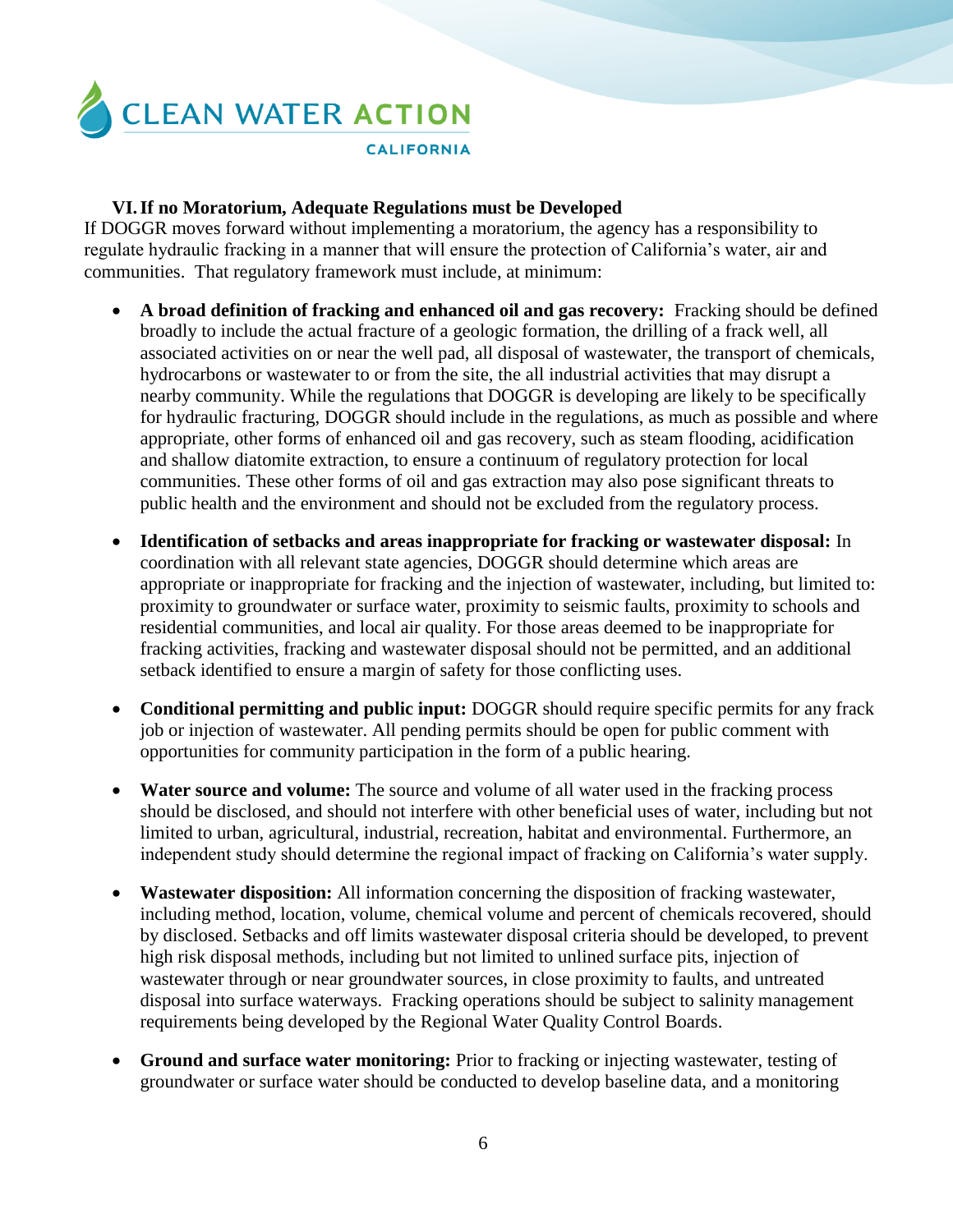### VI. If no Moratorium, Adequate Regulations must be Developed

If DOGGR moves forward without implementing a moratorium, the agency has a responsibility to regulate hydraulic fracking in a manner that will ensure the protection of California's water, air and communities. That regulatory framework must include, at minimum:

- **A broad definition of fracking and enhanced oil and gas recovery:** Fracking should be defined broadly to include the actual fracture of a geologic formation, the drilling of a frack well, all associated activities on or near the well pad, all disposal of wastewater, the transport of chemicals, hydrocarbons or wastewater to or from the site, the all industrial activities that may disrupt a nearby community. While the regulations that DOGGR is developing are likely to be specifically for hydraulic fracturing, DOGGR should include in the regulations, as much as possible and where appropriate, other forms of enhanced oil and gas recovery, such as steam flooding, acidification and shallow diatomite extraction, to ensure a continuum of regulatory protection for local communities. These other forms of oil and gas extraction may also pose significant threats to public health and the environment and should not be excluded from the regulatory process.

- **Identification of setbacks and areas inappropriate for fracking or wastewater disposal:** In coordination with all relevant state agencies, DOGGR should determine which areas are appropriate or inappropriate for fracking and the injection of wastewater, including, but limited to: proximity to groundwater or surface water, proximity to seismic faults, proximity to schools and residential communities, and local air quality. For those areas deemed to be inappropriate for fracking activities, fracking and wastewater disposal should not be permitted, and an additional setback identified to ensure a margin of safety for those conflicting uses.

- **Conditional permitting and public input:** DOGGR should require specific permits for any frack job or injection of wastewater. All pending permits should be open for public comment with opportunities for community participation in the form of a public hearing.

- **Water source and volume:** The source and volume of all water used in the fracking process should be disclosed, and should not interfere with other beneficial uses of water, including but not limited to urban, agricultural, industrial, recreation, habitat and environmental. Furthermore, an independent study should determine the regional impact of fracking on California's water supply.

- **Wastewater disposition:** All information concerning the disposition of fracking wastewater, including method, location, volume, chemical volume and percent of chemicals recovered, should by disclosed. Setbacks and off limits wastewater disposal criteria should be developed, to prevent high risk disposal methods, including but not limited to unlined surface pits, injection of wastewater through or near groundwater sources, in close proximity to faults, and untreated disposal into surface waterways. Fracking operations should be subject to salinity management requirements being developed by the Regional Water Quality Control Boards.

- **Ground and surface water monitoring:** Prior to fracking or injecting wastewater, testing of groundwater or surface water should be conducted to develop baseline data, and a monitoring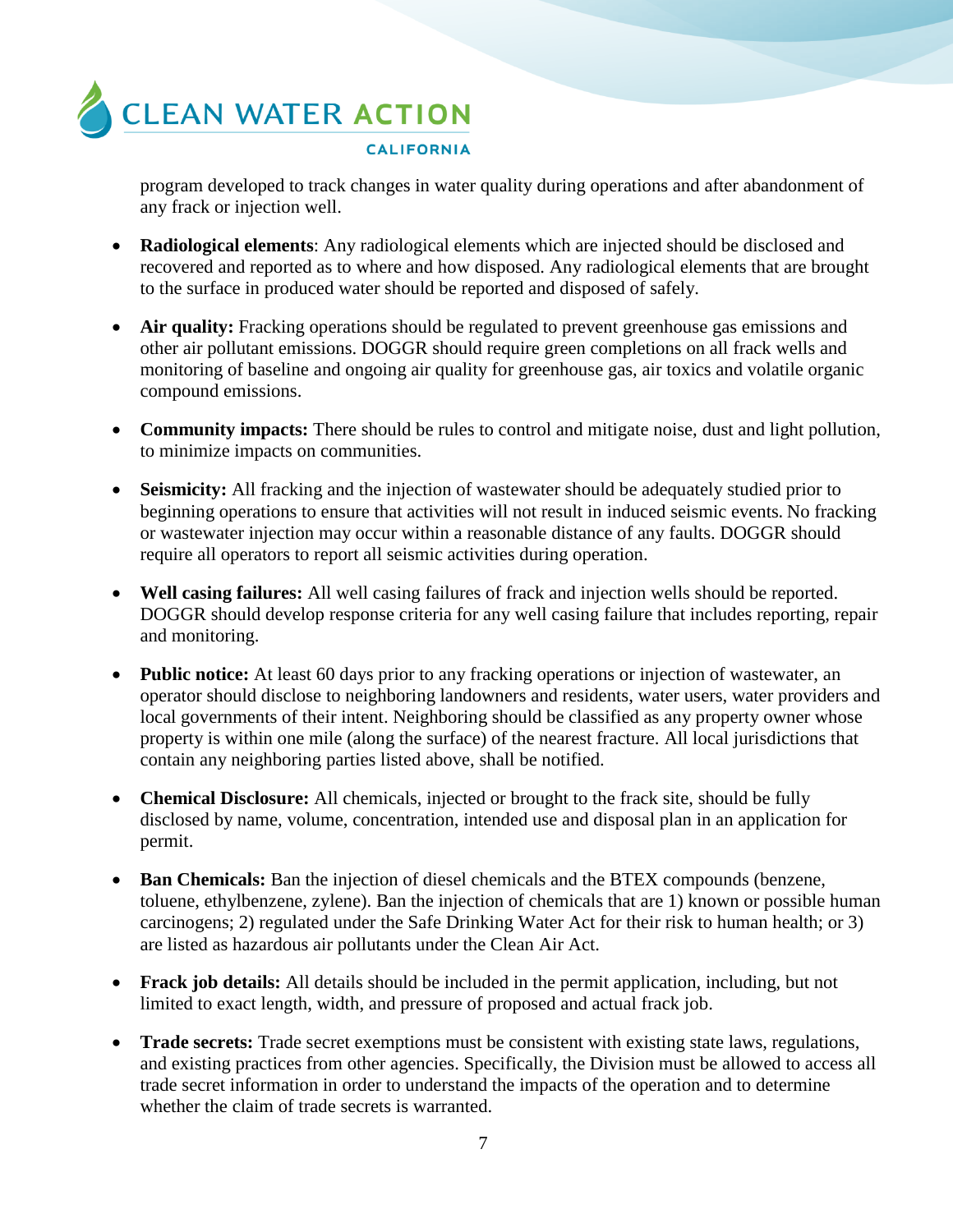program developed to track changes in water quality during operations and after abandonment of any frack or injection well.

- **Radiological elements**: Any radiological elements which are injected should be disclosed and recovered and reported as to where and how disposed. Any radiological elements that are brought to the surface in produced water should be reported and disposed of safely.

- **Air quality:** Fracking operations should be regulated to prevent greenhouse gas emissions and other air pollutant emissions. DOGGR should require green completions on all frack wells and monitoring of baseline and ongoing air quality for greenhouse gas, air toxics and volatile organic compound emissions.

- **Community impacts:** There should be rules to control and mitigate noise, dust and light pollution, to minimize impacts on communities.

- **Seismicity:** All fracking and the injection of wastewater should be adequately studied prior to beginning operations to ensure that activities will not result in induced seismic events. No fracking or wastewater injection may occur within a reasonable distance of any faults. DOGGR should require all operators to report all seismic activities during operation.

- **Well casing failures:** All well casing failures of frack and injection wells should be reported. DOGGR should develop response criteria for any well casing failure that includes reporting, repair and monitoring.

- **Public notice:** At least 60 days prior to any fracking operations or injection of wastewater, an operator should disclose to neighboring landowners and residents, water users, water providers and local governments of their intent. Neighboring should be classified as any property owner whose property is within one mile (along the surface) of the nearest fracture. All local jurisdictions that contain any neighboring parties listed above, shall be notified.

- **Chemical Disclosure:** All chemicals, injected or brought to the frack site, should be fully disclosed by name, volume, concentration, intended use and disposal plan in an application for permit.

- **Ban Chemicals:** Ban the injection of diesel chemicals and the BTEX compounds (benzene, toluene, ethylbenzene, zylene). Ban the injection of chemicals that are 1) known or possible human carcinogens; 2) regulated under the Safe Drinking Water Act for their risk to human health; or 3) are listed as hazardous air pollutants under the Clean Air Act.

- **Frack job details:** All details should be included in the permit application, including, but not limited to exact length, width, and pressure of proposed and actual frack job.

- **Trade secrets:** Trade secret exemptions must be consistent with existing state laws, regulations, and existing practices from other agencies. Specifically, the Division must be allowed to access all trade secret information in order to understand the impacts of the operation and to determine whether the claim of trade secrets is warranted.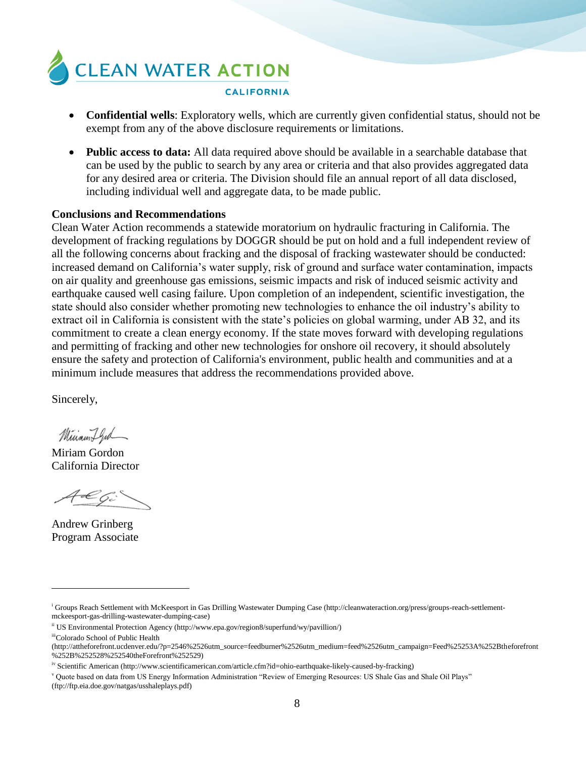- **Confidential wells**: Exploratory wells, which are currently given confidential status, should not be exempt from any of the above disclosure requirements or limitations.

- **Public access to data:** All data required above should be available in a searchable database that can be used by the public to search by any area or criteria and that also provides aggregated data for any desired area or criteria. The Division should file an annual report of all data disclosed, including individual well and aggregate data, to be made public.

**Conclusions and Recommendations**

Clean Water Action recommends a statewide moratorium on hydraulic fracturing in California. The development of fracking regulations by DOGGR should be put on hold and a full independent review of all the following concerns about fracking and the disposal of fracking wastewater should be conducted: increased demand on California's water supply, risk of ground and surface water contamination, impacts on air quality and greenhouse gas emissions, seismic impacts and risk of induced seismic activity and earthquake caused well casing failure. Upon completion of an independent, scientific investigation, the state should also consider whether promoting new technologies to enhance the oil industry's ability to extract oil in California is consistent with the state's policies on global warming, under AB 32, and its commitment to create a clean energy economy. If the state moves forward with developing regulations and permitting of fracking and other new technologies for onshore oil recovery, it should absolutely ensure the safety and protection of California's environment, public health and communities and at a minimum include measures that address the recommendations provided above.

Sincerely,

Miriam Gordon
California Director

Andrew Grinberg
Program Associate

---

[i] Groups Reach Settlement with McKeesport in Gas Drilling Wastewater Dumping Case (http://cleanwateraction.org/press/groups-reach-settlement-mckeesport-gas-drilling-wastewater-dumping-case)

[ii] US Environmental Protection Agency (http://www.epa.gov/region8/superfund/wy/pavillion/)

[iii] Colorado School of Public Health (http://attheforefront.ucdenver.edu/?p=2546%2526utm_source=feedburner%2526utm_medium=feed%2526utm_campaign=Feed%25253A%252Btheforefront%252B%252528%252540theForefront%252529)

[iv] Scientific American (http://www.scientificamerican.com/article.cfm?id=ohio-earthquake-likely-caused-by-fracking)

[v] Quote based on data from US Energy Information Administration "Review of Emerging Resources: US Shale Gas and Shale Oil Plays" (ftp://ftp.eia.doe.gov/natgas/usshaleplays.pdf)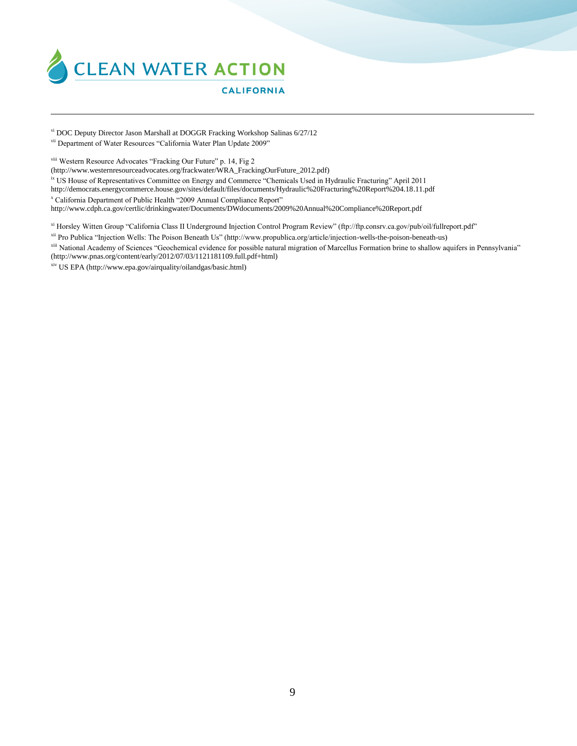[vi] DOC Deputy Director Jason Marshall at DOGGR Fracking Workshop Salinas 6/27/12

[vii] Department of Water Resources "California Water Plan Update 2009"

[viii] Western Resource Advocates "Fracking Our Future" p. 14, Fig 2
(http://www.westernresourceadvocates.org/frackwater/WRA_FrackingOurFuture_2012.pdf)

[ix] US House of Representatives Committee on Energy and Commerce "Chemicals Used in Hydraulic Fracturing" April 2011
http://democrats.energycommerce.house.gov/sites/default/files/documents/Hydraulic%20Fracturing%20Report%204.18.11.pdf

[x] California Department of Public Health "2009 Annual Compliance Report"
http://www.cdph.ca.gov/certlic/drinkingwater/Documents/DWdocuments/2009%20Annual%20Compliance%20Report.pdf

[xi] Horsley Witten Group "California Class II Underground Injection Control Program Review" (ftp://ftp.consrv.ca.gov/pub/oil/fullreport.pdf"

[xii] Pro Publica "Injection Wells: The Poison Beneath Us" (http://www.propublica.org/article/injection-wells-the-poison-beneath-us)

[xiii] National Academy of Sciences "Geochemical evidence for possible natural migration of Marcellus Formation brine to shallow aquifers in Pennsylvania"
(http://www.pnas.org/content/early/2012/07/03/1121181109.full.pdf+html)

[xiv] US EPA (http://www.epa.gov/airquality/oilandgas/basic.html)